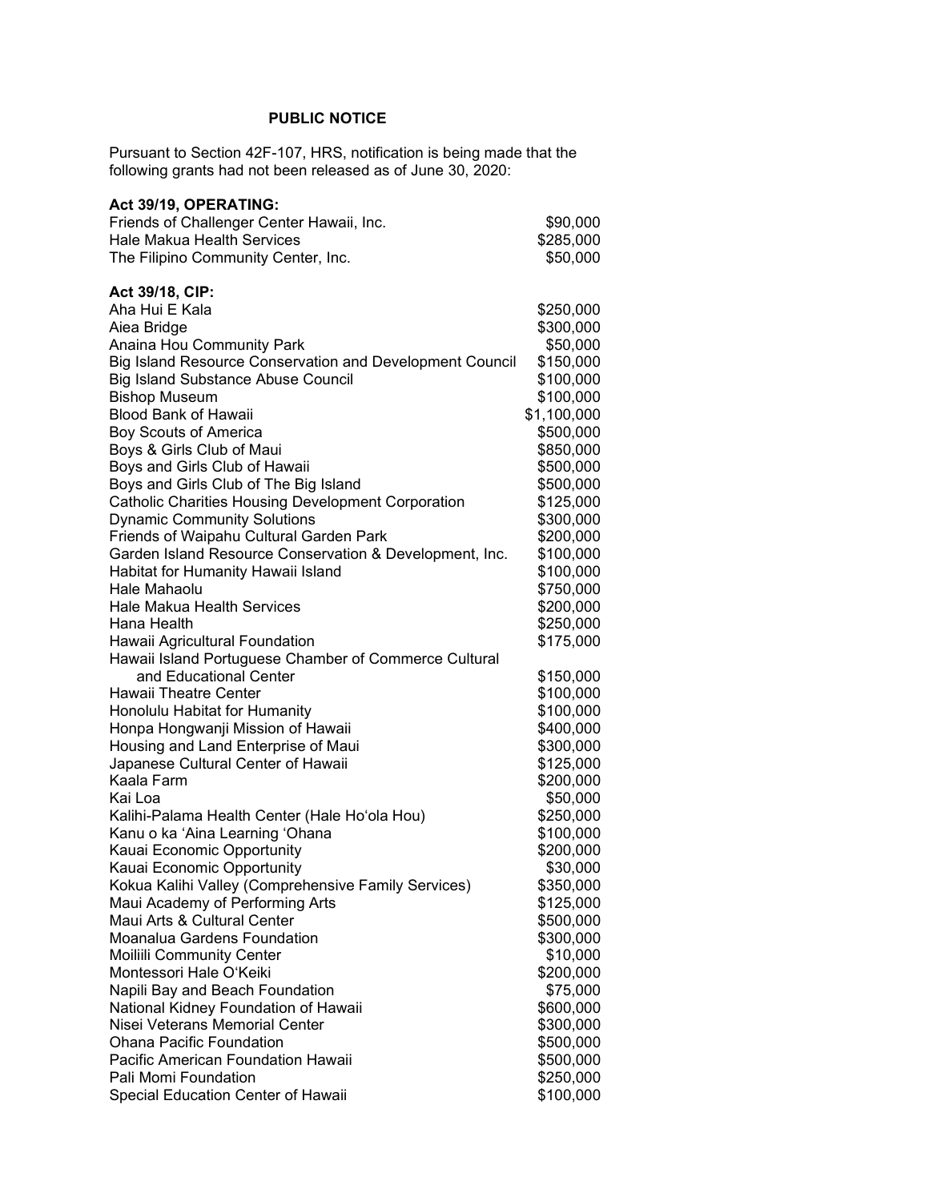**PUBLIC NOTICE**

Pursuant to Section 42F-107, HRS, notification is being made that the following grants had not been released as of June 30, 2020:

**Act 39/19, OPERATING:**

| | |
|---|---|
| Friends of Challenger Center Hawaii, Inc. | $90,000 |
| Hale Makua Health Services | $285,000 |
| The Filipino Community Center, Inc. | $50,000 |

**Act 39/18, CIP:**

| | |
|---|---|
| Aha Hui E Kala | $250,000 |
| Aiea Bridge | $300,000 |
| Anaina Hou Community Park | $50,000 |
| Big Island Resource Conservation and Development Council | $150,000 |
| Big Island Substance Abuse Council | $100,000 |
| Bishop Museum | $100,000 |
| Blood Bank of Hawaii | $1,100,000 |
| Boy Scouts of America | $500,000 |
| Boys & Girls Club of Maui | $850,000 |
| Boys and Girls Club of Hawaii | $500,000 |
| Boys and Girls Club of The Big Island | $500,000 |
| Catholic Charities Housing Development Corporation | $125,000 |
| Dynamic Community Solutions | $300,000 |
| Friends of Waipahu Cultural Garden Park | $200,000 |
| Garden Island Resource Conservation & Development, Inc. | $100,000 |
| Habitat for Humanity Hawaii Island | $100,000 |
| Hale Mahaolu | $750,000 |
| Hale Makua Health Services | $200,000 |
| Hana Health | $250,000 |
| Hawaii Agricultural Foundation | $175,000 |
| Hawaii Island Portuguese Chamber of Commerce Cultural and Educational Center | $150,000 |
| Hawaii Theatre Center | $100,000 |
| Honolulu Habitat for Humanity | $100,000 |
| Honpa Hongwanji Mission of Hawaii | $400,000 |
| Housing and Land Enterprise of Maui | $300,000 |
| Japanese Cultural Center of Hawaii | $125,000 |
| Kaala Farm | $200,000 |
| Kai Loa | $50,000 |
| Kalihi-Palama Health Center (Hale Ho'ola Hou) | $250,000 |
| Kanu o ka 'Aina Learning 'Ohana | $100,000 |
| Kauai Economic Opportunity | $200,000 |
| Kauai Economic Opportunity | $30,000 |
| Kokua Kalihi Valley (Comprehensive Family Services) | $350,000 |
| Maui Academy of Performing Arts | $125,000 |
| Maui Arts & Cultural Center | $500,000 |
| Moanalua Gardens Foundation | $300,000 |
| Moiliili Community Center | $10,000 |
| Montessori Hale O'Keiki | $200,000 |
| Napili Bay and Beach Foundation | $75,000 |
| National Kidney Foundation of Hawaii | $600,000 |
| Nisei Veterans Memorial Center | $300,000 |
| Ohana Pacific Foundation | $500,000 |
| Pacific American Foundation Hawaii | $500,000 |
| Pali Momi Foundation | $250,000 |
| Special Education Center of Hawaii | $100,000 |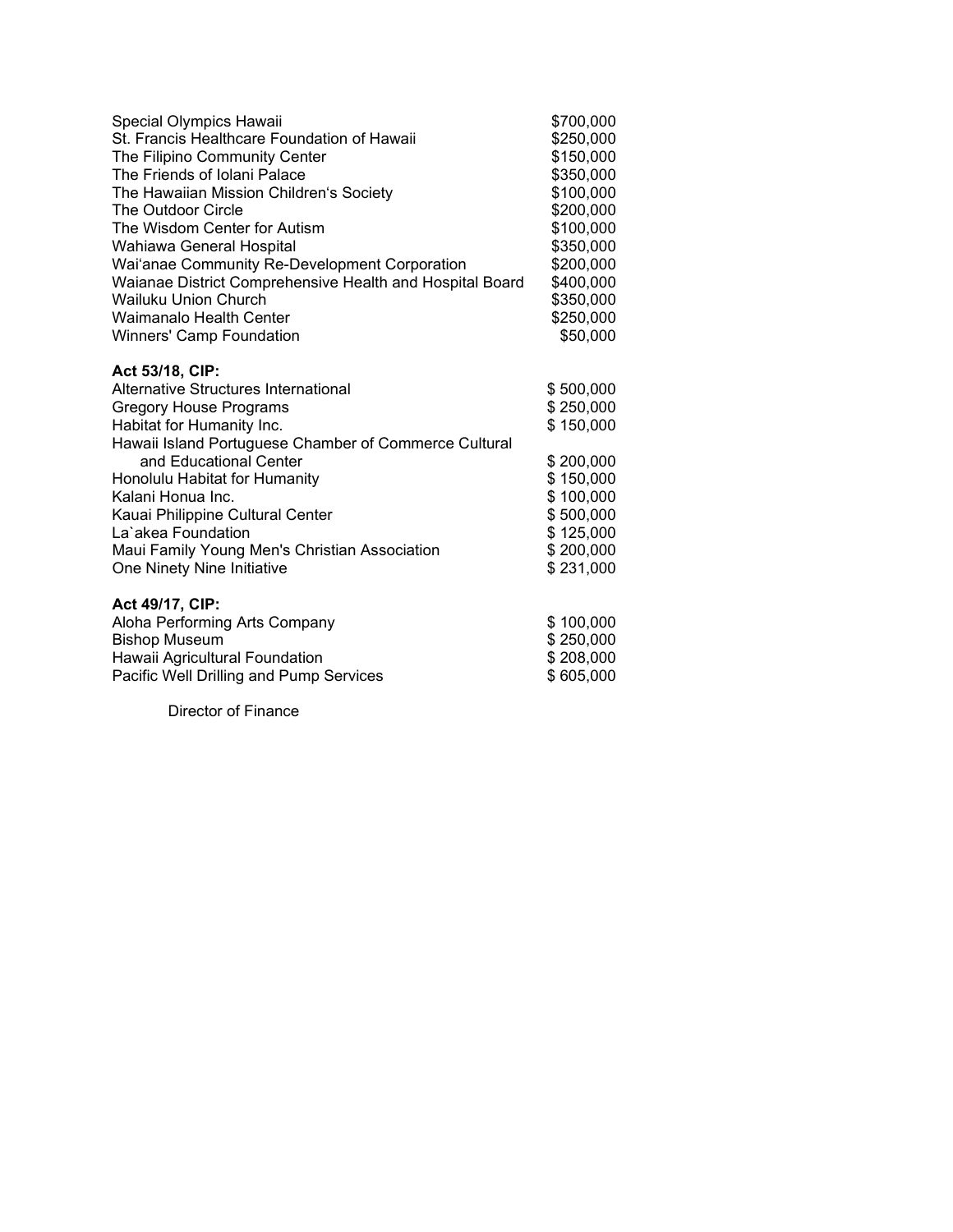| | |
|---|---|
| Special Olympics Hawaii | $700,000 |
| St. Francis Healthcare Foundation of Hawaii | $250,000 |
| The Filipino Community Center | $150,000 |
| The Friends of Iolani Palace | $350,000 |
| The Hawaiian Mission Children's Society | $100,000 |
| The Outdoor Circle | $200,000 |
| The Wisdom Center for Autism | $100,000 |
| Wahiawa General Hospital | $350,000 |
| Wai'anae Community Re-Development Corporation | $200,000 |
| Waianae District Comprehensive Health and Hospital Board | $400,000 |
| Wailuku Union Church | $350,000 |
| Waimanalo Health Center | $250,000 |
| Winners' Camp Foundation | $50,000 |

**Act 53/18, CIP:**

| | |
|---|---|
| Alternative Structures International | $ 500,000 |
| Gregory House Programs | $ 250,000 |
| Habitat for Humanity Inc. | $ 150,000 |
| Hawaii Island Portuguese Chamber of Commerce Cultural and Educational Center | $ 200,000 |
| Honolulu Habitat for Humanity | $ 150,000 |
| Kalani Honua Inc. | $ 100,000 |
| Kauai Philippine Cultural Center | $ 500,000 |
| La`akea Foundation | $ 125,000 |
| Maui Family Young Men's Christian Association | $ 200,000 |
| One Ninety Nine Initiative | $ 231,000 |

**Act 49/17, CIP:**

| | |
|---|---|
| Aloha Performing Arts Company | $ 100,000 |
| Bishop Museum | $ 250,000 |
| Hawaii Agricultural Foundation | $ 208,000 |
| Pacific Well Drilling and Pump Services | $ 605,000 |

Director of Finance